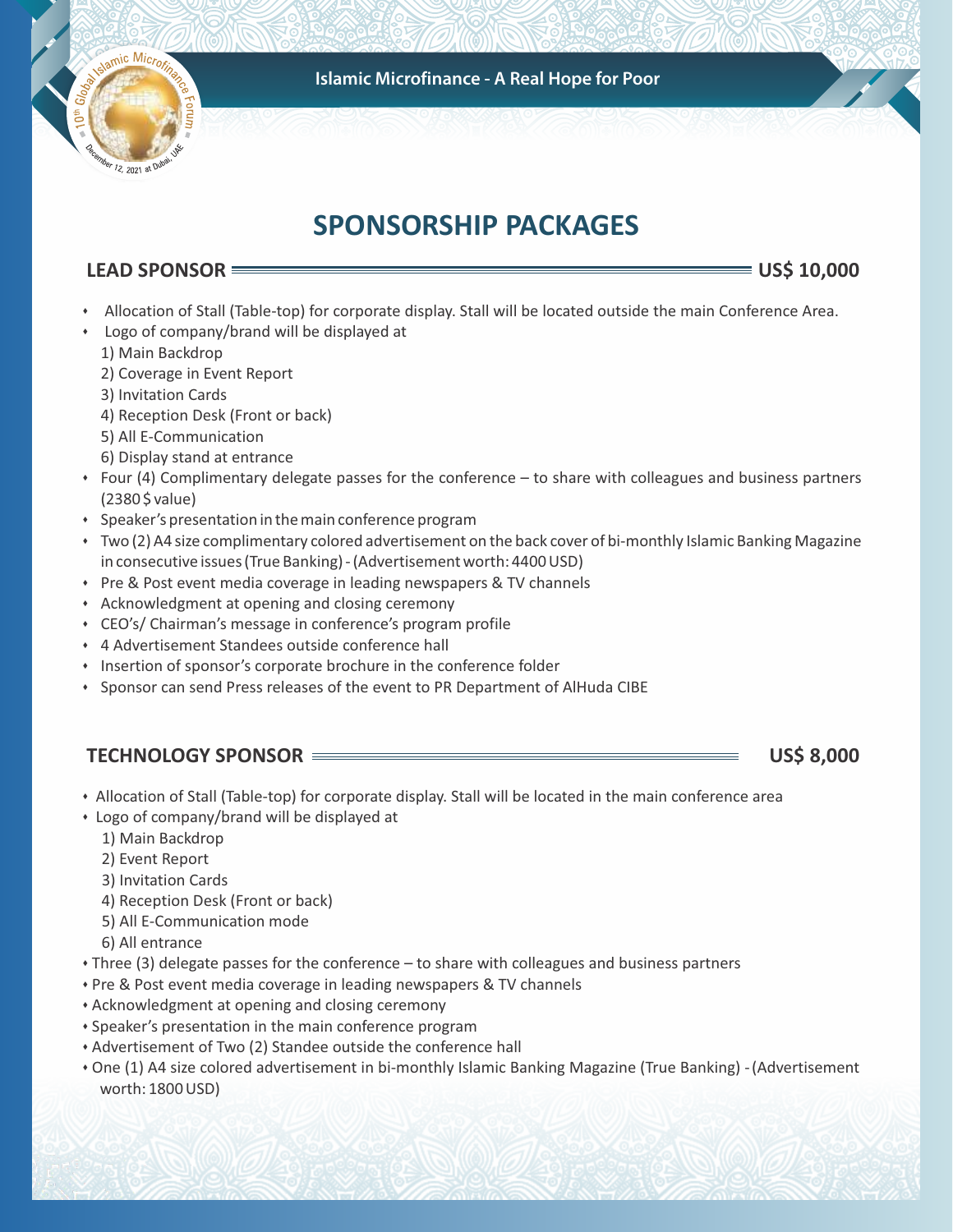# SPONSORSHIP PACKAGES

## LEAD SPONSOR — US$ 10,000

- Allocation of Stall (Table-top) for corporate display. Stall will be located outside the main Conference Area.
- Logo of company/brand will be displayed at
  1) Main Backdrop
  2) Coverage in Event Report
  3) Invitation Cards
  4) Reception Desk (Front or back)
  5) All E-Communication
  6) Display stand at entrance
- Four (4) Complimentary delegate passes for the conference – to share with colleagues and business partners (2380 $ value)
- Speaker's presentation in the main conference program
- Two (2) A4 size complimentary colored advertisement on the back cover of bi-monthly Islamic Banking Magazine in consecutive issues (True Banking) - (Advertisement worth: 4400 USD)
- Pre & Post event media coverage in leading newspapers & TV channels
- Acknowledgment at opening and closing ceremony
- CEO's/ Chairman's message in conference's program profile
- 4 Advertisement Standees outside conference hall
- Insertion of sponsor's corporate brochure in the conference folder
- Sponsor can send Press releases of the event to PR Department of AlHuda CIBE

## TECHNOLOGY SPONSOR — US$ 8,000

- Allocation of Stall (Table-top) for corporate display. Stall will be located in the main conference area
- Logo of company/brand will be displayed at
  1) Main Backdrop
  2) Event Report
  3) Invitation Cards
  4) Reception Desk (Front or back)
  5) All E-Communication mode
  6) All entrance
- Three (3) delegate passes for the conference – to share with colleagues and business partners
- Pre & Post event media coverage in leading newspapers & TV channels
- Acknowledgment at opening and closing ceremony
- Speaker's presentation in the main conference program
- Advertisement of Two (2) Standee outside the conference hall
- One (1) A4 size colored advertisement in bi-monthly Islamic Banking Magazine (True Banking) - (Advertisement worth: 1800 USD)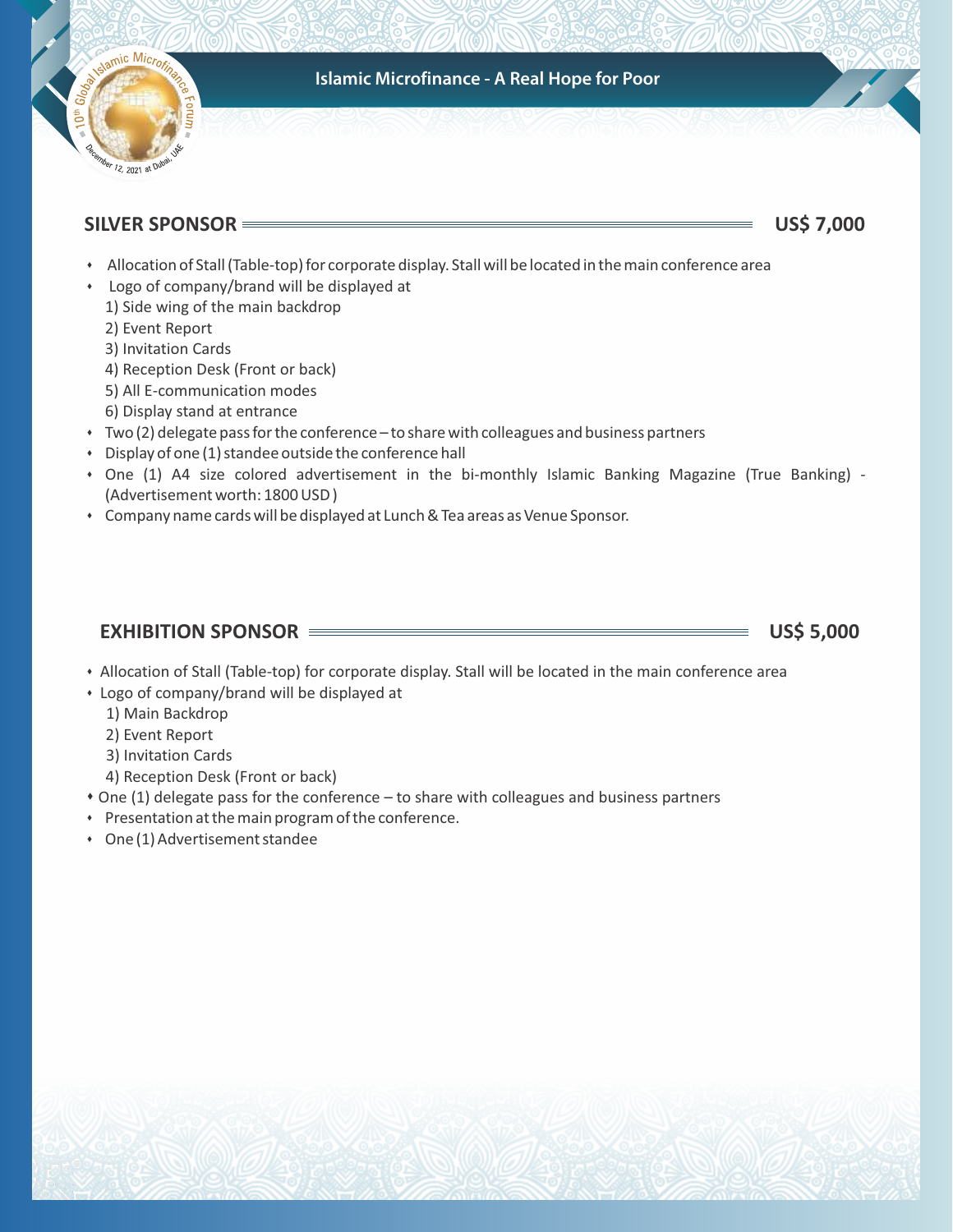## SILVER SPONSOR — US$ 7,000

- Allocation of Stall (Table-top) for corporate display. Stall will be located in the main conference area
- Logo of company/brand will be displayed at
  1) Side wing of the main backdrop
  2) Event Report
  3) Invitation Cards
  4) Reception Desk (Front or back)
  5) All E-communication modes
  6) Display stand at entrance
- Two (2) delegate pass for the conference – to share with colleagues and business partners
- Display of one (1) standee outside the conference hall
- One (1) A4 size colored advertisement in the bi-monthly Islamic Banking Magazine (True Banking) - (Advertisement worth: 1800 USD )
- Company name cards will be displayed at Lunch & Tea areas as Venue Sponsor.

## EXHIBITION SPONSOR — US$ 5,000

- Allocation of Stall (Table-top) for corporate display. Stall will be located in the main conference area
- Logo of company/brand will be displayed at
  1) Main Backdrop
  2) Event Report
  3) Invitation Cards
  4) Reception Desk (Front or back)
- One (1) delegate pass for the conference – to share with colleagues and business partners
- Presentation at the main program of the conference.
- One (1) Advertisement standee